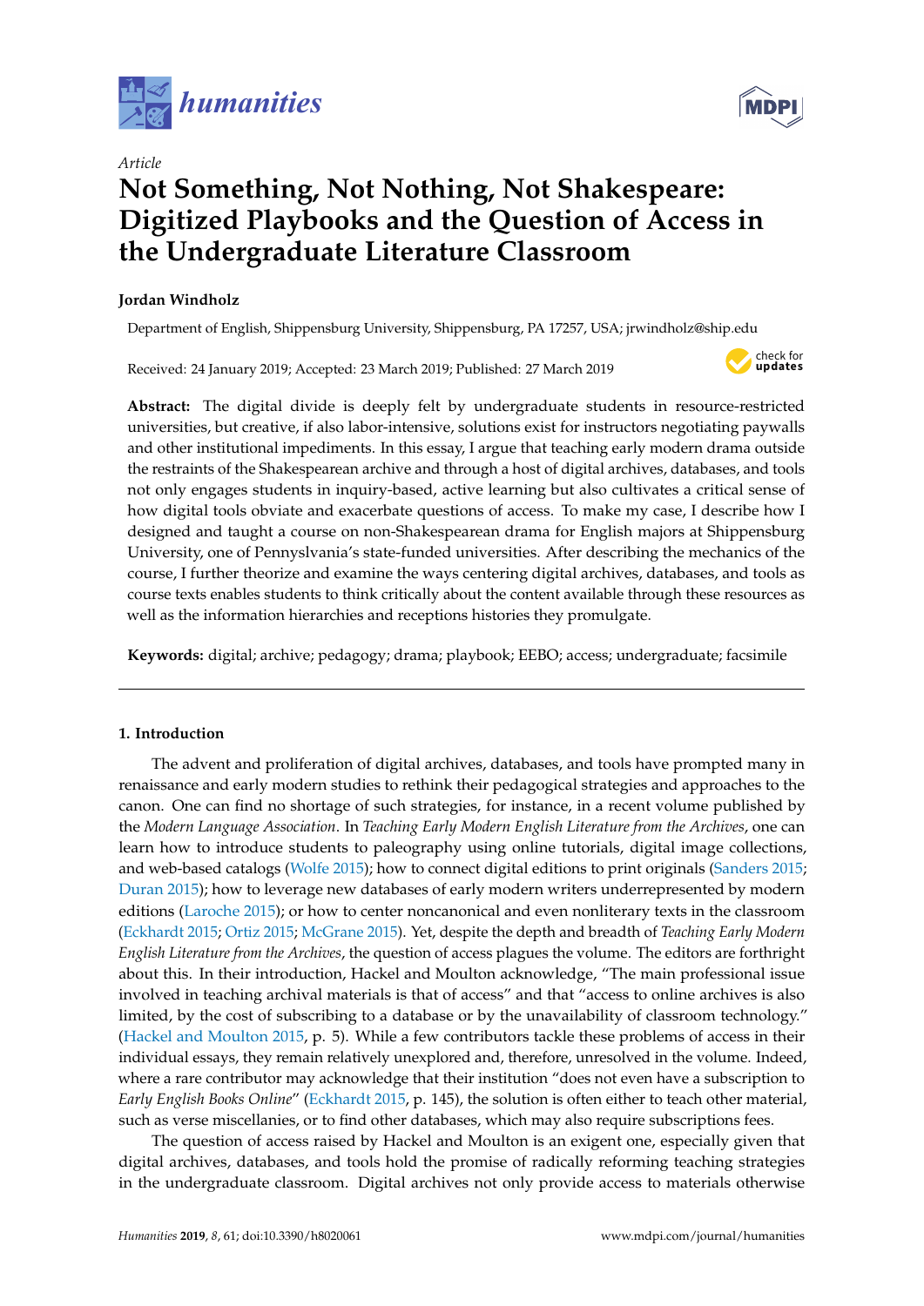*Article*

# Not Something, Not Nothing, Not Shakespeare: Digitized Playbooks and the Question of Access in the Undergraduate Literature Classroom

**Jordan Windholz**

Department of English, Shippensburg University, Shippensburg, PA 17257, USA; jrwindholz@ship.edu

Received: 24 January 2019; Accepted: 23 March 2019; Published: 27 March 2019

**Abstract:** The digital divide is deeply felt by undergraduate students in resource-restricted universities, but creative, if also labor-intensive, solutions exist for instructors negotiating paywalls and other institutional impediments. In this essay, I argue that teaching early modern drama outside the restraints of the Shakespearean archive and through a host of digital archives, databases, and tools not only engages students in inquiry-based, active learning but also cultivates a critical sense of how digital tools obviate and exacerbate questions of access. To make my case, I describe how I designed and taught a course on non-Shakespearean drama for English majors at Shippensburg University, one of Pennsylvania's state-funded universities. After describing the mechanics of the course, I further theorize and examine the ways centering digital archives, databases, and tools as course texts enables students to think critically about the content available through these resources as well as the information hierarchies and receptions histories they promulgate.

**Keywords:** digital; archive; pedagogy; drama; playbook; EEBO; access; undergraduate; facsimile

## 1. Introduction

The advent and proliferation of digital archives, databases, and tools have prompted many in renaissance and early modern studies to rethink their pedagogical strategies and approaches to the canon. One can find no shortage of such strategies, for instance, in a recent volume published by the *Modern Language Association*. In *Teaching Early Modern English Literature from the Archives*, one can learn how to introduce students to paleography using online tutorials, digital image collections, and web-based catalogs (Wolfe 2015); how to connect digital editions to print originals (Sanders 2015; Duran 2015); how to leverage new databases of early modern writers underrepresented by modern editions (Laroche 2015); or how to center noncanonical and even nonliterary texts in the classroom (Eckhardt 2015; Ortiz 2015; McGrane 2015). Yet, despite the depth and breadth of *Teaching Early Modern English Literature from the Archives*, the question of access plagues the volume. The editors are forthright about this. In their introduction, Hackel and Moulton acknowledge, "The main professional issue involved in teaching archival materials is that of access" and that "access to online archives is also limited, by the cost of subscribing to a database or by the unavailability of classroom technology." (Hackel and Moulton 2015, p. 5). While a few contributors tackle these problems of access in their individual essays, they remain relatively unexplored and, therefore, unresolved in the volume. Indeed, where a rare contributor may acknowledge that their institution "does not even have a subscription to *Early English Books Online*" (Eckhardt 2015, p. 145), the solution is often either to teach other material, such as verse miscellanies, or to find other databases, which may also require subscriptions fees.

The question of access raised by Hackel and Moulton is an exigent one, especially given that digital archives, databases, and tools hold the promise of radically reforming teaching strategies in the undergraduate classroom. Digital archives not only provide access to materials otherwise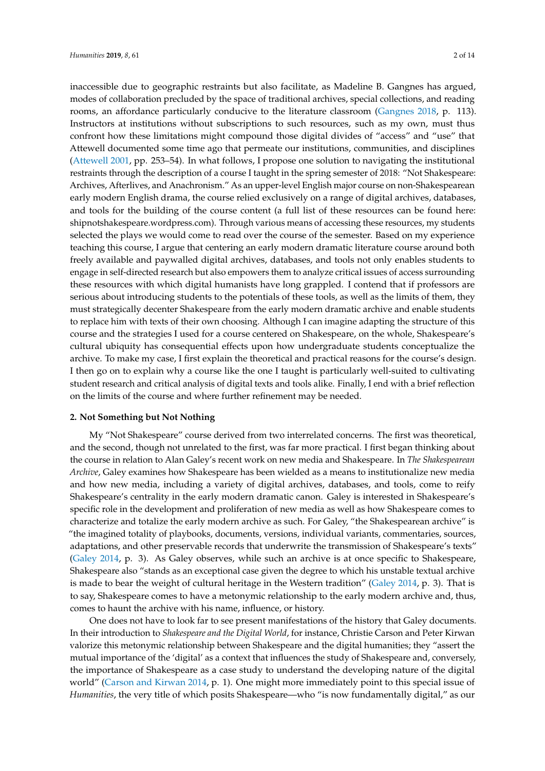inaccessible due to geographic restraints but also facilitate, as Madeline B. Gangnes has argued, modes of collaboration precluded by the space of traditional archives, special collections, and reading rooms, an affordance particularly conducive to the literature classroom (Gangnes 2018, p. 113). Instructors at institutions without subscriptions to such resources, such as my own, must thus confront how these limitations might compound those digital divides of "access" and "use" that Attewell documented some time ago that permeate our institutions, communities, and disciplines (Attewell 2001, pp. 253–54). In what follows, I propose one solution to navigating the institutional restraints through the description of a course I taught in the spring semester of 2018: "Not Shakespeare: Archives, Afterlives, and Anachronism." As an upper-level English major course on non-Shakespearean early modern English drama, the course relied exclusively on a range of digital archives, databases, and tools for the building of the course content (a full list of these resources can be found here: shipnotshakespeare.wordpress.com). Through various means of accessing these resources, my students selected the plays we would come to read over the course of the semester. Based on my experience teaching this course, I argue that centering an early modern dramatic literature course around both freely available and paywalled digital archives, databases, and tools not only enables students to engage in self-directed research but also empowers them to analyze critical issues of access surrounding these resources with which digital humanists have long grappled. I contend that if professors are serious about introducing students to the potentials of these tools, as well as the limits of them, they must strategically decenter Shakespeare from the early modern dramatic archive and enable students to replace him with texts of their own choosing. Although I can imagine adapting the structure of this course and the strategies I used for a course centered on Shakespeare, on the whole, Shakespeare's cultural ubiquity has consequential effects upon how undergraduate students conceptualize the archive. To make my case, I first explain the theoretical and practical reasons for the course's design. I then go on to explain why a course like the one I taught is particularly well-suited to cultivating student research and critical analysis of digital texts and tools alike. Finally, I end with a brief reflection on the limits of the course and where further refinement may be needed.

## 2. Not Something but Not Nothing

My "Not Shakespeare" course derived from two interrelated concerns. The first was theoretical, and the second, though not unrelated to the first, was far more practical. I first began thinking about the course in relation to Alan Galey's recent work on new media and Shakespeare. In *The Shakespearean Archive*, Galey examines how Shakespeare has been wielded as a means to institutionalize new media and how new media, including a variety of digital archives, databases, and tools, come to reify Shakespeare's centrality in the early modern dramatic canon. Galey is interested in Shakespeare's specific role in the development and proliferation of new media as well as how Shakespeare comes to characterize and totalize the early modern archive as such. For Galey, "the Shakespearean archive" is "the imagined totality of playbooks, documents, versions, individual variants, commentaries, sources, adaptations, and other preservable records that underwrite the transmission of Shakespeare's texts" (Galey 2014, p. 3). As Galey observes, while such an archive is at once specific to Shakespeare, Shakespeare also "stands as an exceptional case given the degree to which his unstable textual archive is made to bear the weight of cultural heritage in the Western tradition" (Galey 2014, p. 3). That is to say, Shakespeare comes to have a metonymic relationship to the early modern archive and, thus, comes to haunt the archive with his name, influence, or history.

One does not have to look far to see present manifestations of the history that Galey documents. In their introduction to *Shakespeare and the Digital World*, for instance, Christie Carson and Peter Kirwan valorize this metonymic relationship between Shakespeare and the digital humanities; they "assert the mutual importance of the 'digital' as a context that influences the study of Shakespeare and, conversely, the importance of Shakespeare as a case study to understand the developing nature of the digital world" (Carson and Kirwan 2014, p. 1). One might more immediately point to this special issue of *Humanities*, the very title of which posits Shakespeare—who "is now fundamentally digital," as our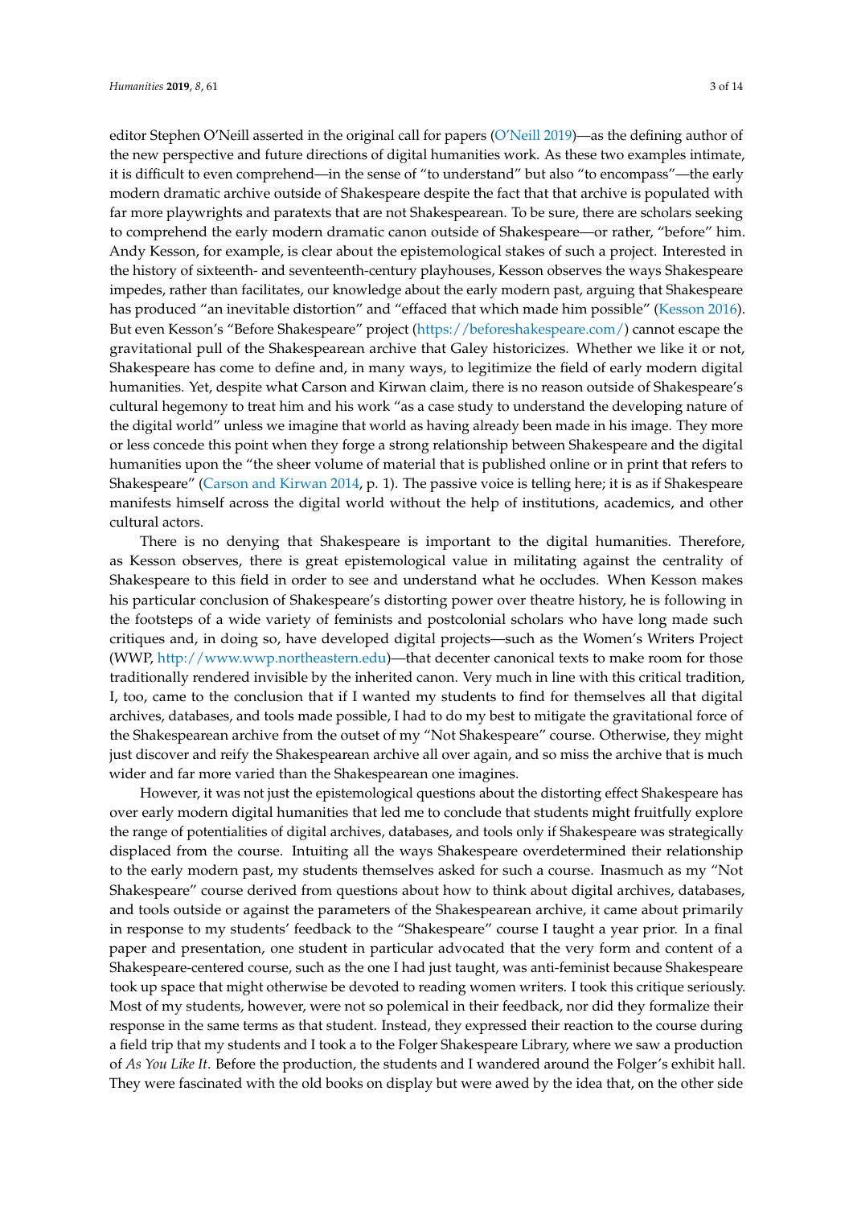editor Stephen O'Neill asserted in the original call for papers (O'Neill 2019)—as the defining author of the new perspective and future directions of digital humanities work. As these two examples intimate, it is difficult to even comprehend—in the sense of "to understand" but also "to encompass"—the early modern dramatic archive outside of Shakespeare despite the fact that that archive is populated with far more playwrights and paratexts that are not Shakespearean. To be sure, there are scholars seeking to comprehend the early modern dramatic canon outside of Shakespeare—or rather, "before" him. Andy Kesson, for example, is clear about the epistemological stakes of such a project. Interested in the history of sixteenth- and seventeenth-century playhouses, Kesson observes the ways Shakespeare impedes, rather than facilitates, our knowledge about the early modern past, arguing that Shakespeare has produced "an inevitable distortion" and "effaced that which made him possible" (Kesson 2016). But even Kesson's "Before Shakespeare" project (https://beforeshakespeare.com/) cannot escape the gravitational pull of the Shakespearean archive that Galey historicizes. Whether we like it or not, Shakespeare has come to define and, in many ways, to legitimize the field of early modern digital humanities. Yet, despite what Carson and Kirwan claim, there is no reason outside of Shakespeare's cultural hegemony to treat him and his work "as a case study to understand the developing nature of the digital world" unless we imagine that world as having already been made in his image. They more or less concede this point when they forge a strong relationship between Shakespeare and the digital humanities upon the "the sheer volume of material that is published online or in print that refers to Shakespeare" (Carson and Kirwan 2014, p. 1). The passive voice is telling here; it is as if Shakespeare manifests himself across the digital world without the help of institutions, academics, and other cultural actors.

There is no denying that Shakespeare is important to the digital humanities. Therefore, as Kesson observes, there is great epistemological value in militating against the centrality of Shakespeare to this field in order to see and understand what he occludes. When Kesson makes his particular conclusion of Shakespeare's distorting power over theatre history, he is following in the footsteps of a wide variety of feminists and postcolonial scholars who have long made such critiques and, in doing so, have developed digital projects—such as the Women's Writers Project (WWP, http://www.wwp.northeastern.edu)—that decenter canonical texts to make room for those traditionally rendered invisible by the inherited canon. Very much in line with this critical tradition, I, too, came to the conclusion that if I wanted my students to find for themselves all that digital archives, databases, and tools made possible, I had to do my best to mitigate the gravitational force of the Shakespearean archive from the outset of my "Not Shakespeare" course. Otherwise, they might just discover and reify the Shakespearean archive all over again, and so miss the archive that is much wider and far more varied than the Shakespearean one imagines.

However, it was not just the epistemological questions about the distorting effect Shakespeare has over early modern digital humanities that led me to conclude that students might fruitfully explore the range of potentialities of digital archives, databases, and tools only if Shakespeare was strategically displaced from the course. Intuiting all the ways Shakespeare overdetermined their relationship to the early modern past, my students themselves asked for such a course. Inasmuch as my "Not Shakespeare" course derived from questions about how to think about digital archives, databases, and tools outside or against the parameters of the Shakespearean archive, it came about primarily in response to my students' feedback to the "Shakespeare" course I taught a year prior. In a final paper and presentation, one student in particular advocated that the very form and content of a Shakespeare-centered course, such as the one I had just taught, was anti-feminist because Shakespeare took up space that might otherwise be devoted to reading women writers. I took this critique seriously. Most of my students, however, were not so polemical in their feedback, nor did they formalize their response in the same terms as that student. Instead, they expressed their reaction to the course during a field trip that my students and I took a to the Folger Shakespeare Library, where we saw a production of *As You Like It*. Before the production, the students and I wandered around the Folger's exhibit hall. They were fascinated with the old books on display but were awed by the idea that, on the other side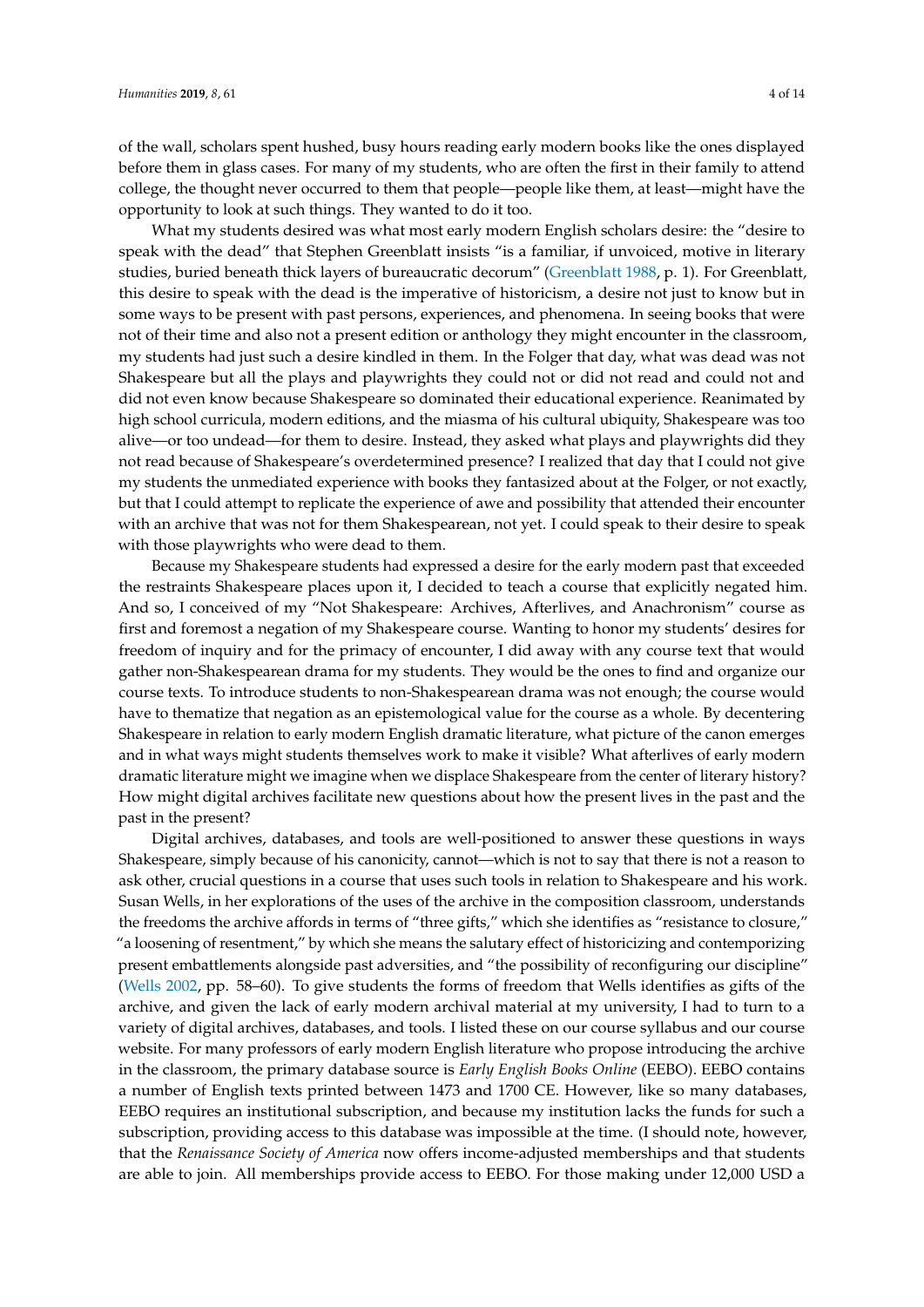of the wall, scholars spent hushed, busy hours reading early modern books like the ones displayed before them in glass cases. For many of my students, who are often the first in their family to attend college, the thought never occurred to them that people—people like them, at least—might have the opportunity to look at such things. They wanted to do it too.

What my students desired was what most early modern English scholars desire: the "desire to speak with the dead" that Stephen Greenblatt insists "is a familiar, if unvoiced, motive in literary studies, buried beneath thick layers of bureaucratic decorum" (Greenblatt 1988, p. 1). For Greenblatt, this desire to speak with the dead is the imperative of historicism, a desire not just to know but in some ways to be present with past persons, experiences, and phenomena. In seeing books that were not of their time and also not a present edition or anthology they might encounter in the classroom, my students had just such a desire kindled in them. In the Folger that day, what was dead was not Shakespeare but all the plays and playwrights they could not or did not read and could not and did not even know because Shakespeare so dominated their educational experience. Reanimated by high school curricula, modern editions, and the miasma of his cultural ubiquity, Shakespeare was too alive—or too undead—for them to desire. Instead, they asked what plays and playwrights did they not read because of Shakespeare's overdetermined presence? I realized that day that I could not give my students the unmediated experience with books they fantasized about at the Folger, or not exactly, but that I could attempt to replicate the experience of awe and possibility that attended their encounter with an archive that was not for them Shakespearean, not yet. I could speak to their desire to speak with those playwrights who were dead to them.

Because my Shakespeare students had expressed a desire for the early modern past that exceeded the restraints Shakespeare places upon it, I decided to teach a course that explicitly negated him. And so, I conceived of my "Not Shakespeare: Archives, Afterlives, and Anachronism" course as first and foremost a negation of my Shakespeare course. Wanting to honor my students' desires for freedom of inquiry and for the primacy of encounter, I did away with any course text that would gather non-Shakespearean drama for my students. They would be the ones to find and organize our course texts. To introduce students to non-Shakespearean drama was not enough; the course would have to thematize that negation as an epistemological value for the course as a whole. By decentering Shakespeare in relation to early modern English dramatic literature, what picture of the canon emerges and in what ways might students themselves work to make it visible? What afterlives of early modern dramatic literature might we imagine when we displace Shakespeare from the center of literary history? How might digital archives facilitate new questions about how the present lives in the past and the past in the present?

Digital archives, databases, and tools are well-positioned to answer these questions in ways Shakespeare, simply because of his canonicity, cannot—which is not to say that there is not a reason to ask other, crucial questions in a course that uses such tools in relation to Shakespeare and his work. Susan Wells, in her explorations of the uses of the archive in the composition classroom, understands the freedoms the archive affords in terms of "three gifts," which she identifies as "resistance to closure," "a loosening of resentment," by which she means the salutary effect of historicizing and contemporizing present embattlements alongside past adversities, and "the possibility of reconfiguring our discipline" (Wells 2002, pp. 58–60). To give students the forms of freedom that Wells identifies as gifts of the archive, and given the lack of early modern archival material at my university, I had to turn to a variety of digital archives, databases, and tools. I listed these on our course syllabus and our course website. For many professors of early modern English literature who propose introducing the archive in the classroom, the primary database source is *Early English Books Online* (EEBO). EEBO contains a number of English texts printed between 1473 and 1700 CE. However, like so many databases, EEBO requires an institutional subscription, and because my institution lacks the funds for such a subscription, providing access to this database was impossible at the time. (I should note, however, that the *Renaissance Society of America* now offers income-adjusted memberships and that students are able to join. All memberships provide access to EEBO. For those making under 12,000 USD a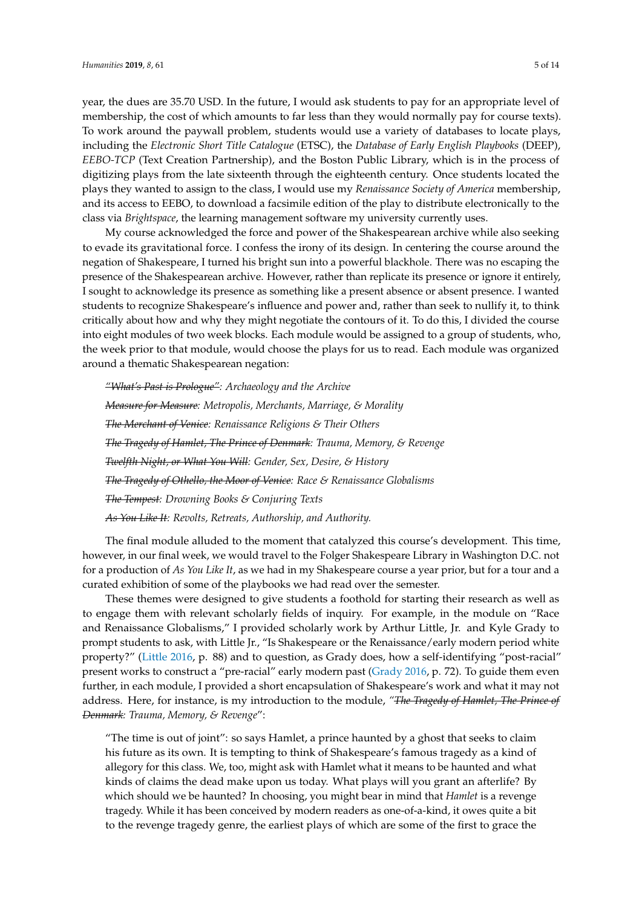year, the dues are 35.70 USD. In the future, I would ask students to pay for an appropriate level of membership, the cost of which amounts to far less than they would normally pay for course texts). To work around the paywall problem, students would use a variety of databases to locate plays, including the *Electronic Short Title Catalogue* (ETSC), the *Database of Early English Playbooks* (DEEP), *EEBO-TCP* (Text Creation Partnership), and the Boston Public Library, which is in the process of digitizing plays from the late sixteenth through the eighteenth century. Once students located the plays they wanted to assign to the class, I would use my *Renaissance Society of America* membership, and its access to EEBO, to download a facsimile edition of the play to distribute electronically to the class via *Brightspace*, the learning management software my university currently uses.

My course acknowledged the force and power of the Shakespearean archive while also seeking to evade its gravitational force. I confess the irony of its design. In centering the course around the negation of Shakespeare, I turned his bright sun into a powerful blackhole. There was no escaping the presence of the Shakespearean archive. However, rather than replicate its presence or ignore it entirely, I sought to acknowledge its presence as something like a present absence or absent presence. I wanted students to recognize Shakespeare's influence and power and, rather than seek to nullify it, to think critically about how and why they might negotiate the contours of it. To do this, I divided the course into eight modules of two week blocks. Each module would be assigned to a group of students, who, the week prior to that module, would choose the plays for us to read. Each module was organized around a thematic Shakespearean negation:

*~~"What's Past is Prologue"~~: Archaeology and the Archive*

*~~Measure for Measure~~: Metropolis, Merchants, Marriage, & Morality*

*~~The Merchant of Venice~~: Renaissance Religions & Their Others*

*~~The Tragedy of Hamlet, The Prince of Denmark~~: Trauma, Memory, & Revenge*

*~~Twelfth Night, or What You Will~~: Gender, Sex, Desire, & History*

*~~The Tragedy of Othello, the Moor of Venice~~: Race & Renaissance Globalisms*

*~~The Tempest~~: Drowning Books & Conjuring Texts*

*~~As You Like It~~: Revolts, Retreats, Authorship, and Authority.*

The final module alluded to the moment that catalyzed this course's development. This time, however, in our final week, we would travel to the Folger Shakespeare Library in Washington D.C. not for a production of *As You Like It*, as we had in my Shakespeare course a year prior, but for a tour and a curated exhibition of some of the playbooks we had read over the semester.

These themes were designed to give students a foothold for starting their research as well as to engage them with relevant scholarly fields of inquiry. For example, in the module on "Race and Renaissance Globalisms," I provided scholarly work by Arthur Little, Jr. and Kyle Grady to prompt students to ask, with Little Jr., "Is Shakespeare or the Renaissance/early modern period white property?" (Little 2016, p. 88) and to question, as Grady does, how a self-identifying "post-racial" present works to construct a "pre-racial" early modern past (Grady 2016, p. 72). To guide them even further, in each module, I provided a short encapsulation of Shakespeare's work and what it may not address. Here, for instance, is my introduction to the module, "*~~The Tragedy of Hamlet, The Prince of Denmark~~: Trauma, Memory, & Revenge*":

> "The time is out of joint": so says Hamlet, a prince haunted by a ghost that seeks to claim his future as its own. It is tempting to think of Shakespeare's famous tragedy as a kind of allegory for this class. We, too, might ask with Hamlet what it means to be haunted and what kinds of claims the dead make upon us today. What plays will you grant an afterlife? By which should we be haunted? In choosing, you might bear in mind that *Hamlet* is a revenge tragedy. While it has been conceived by modern readers as one-of-a-kind, it owes quite a bit to the revenge tragedy genre, the earliest plays of which are some of the first to grace the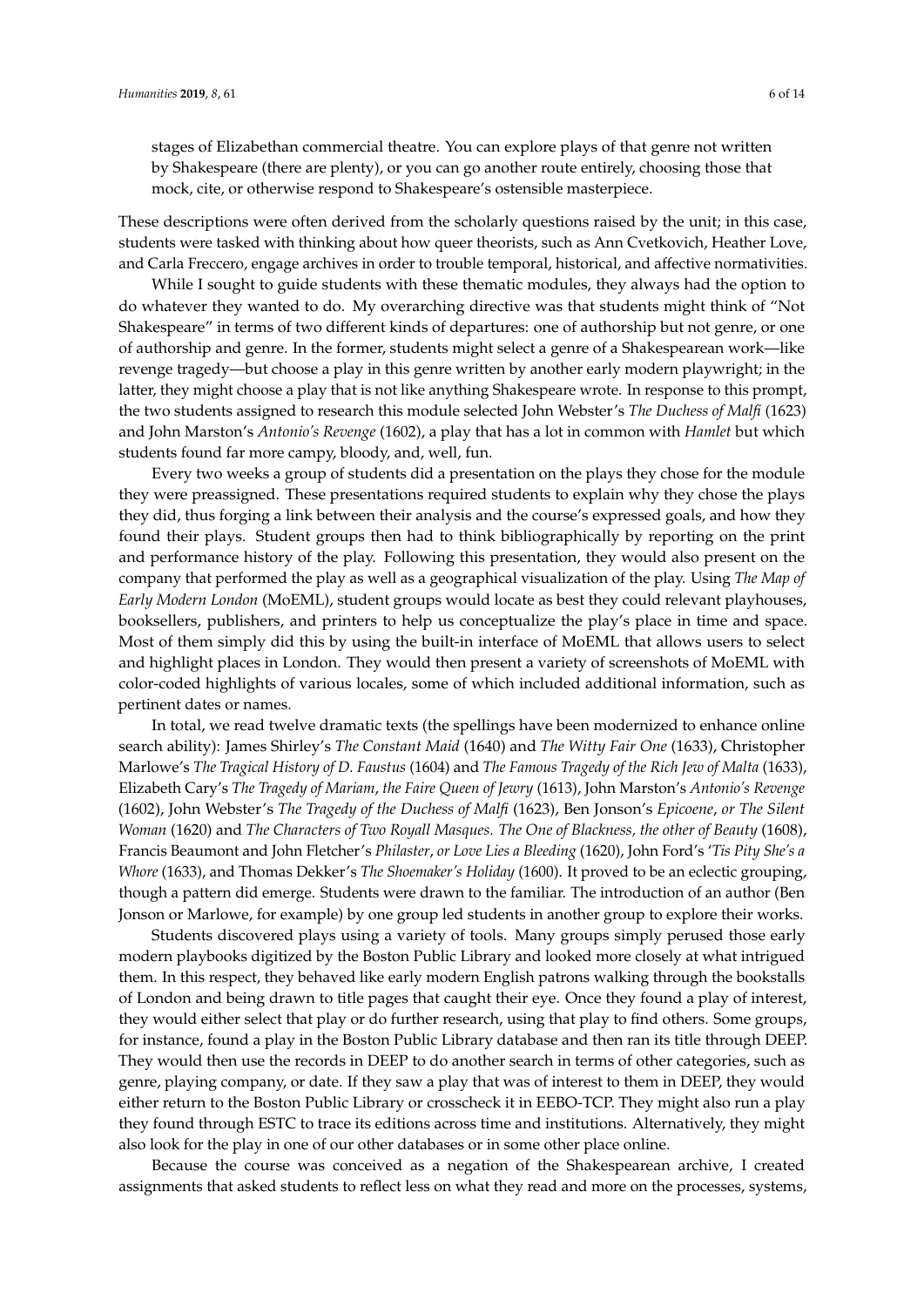> stages of Elizabethan commercial theatre. You can explore plays of that genre not written by Shakespeare (there are plenty), or you can go another route entirely, choosing those that mock, cite, or otherwise respond to Shakespeare's ostensible masterpiece.

These descriptions were often derived from the scholarly questions raised by the unit; in this case, students were tasked with thinking about how queer theorists, such as Ann Cvetkovich, Heather Love, and Carla Freccero, engage archives in order to trouble temporal, historical, and affective normativities.

While I sought to guide students with these thematic modules, they always had the option to do whatever they wanted to do. My overarching directive was that students might think of "Not Shakespeare" in terms of two different kinds of departures: one of authorship but not genre, or one of authorship and genre. In the former, students might select a genre of a Shakespearean work—like revenge tragedy—but choose a play in this genre written by another early modern playwright; in the latter, they might choose a play that is not like anything Shakespeare wrote. In response to this prompt, the two students assigned to research this module selected John Webster's *The Duchess of Malfi* (1623) and John Marston's *Antonio's Revenge* (1602), a play that has a lot in common with *Hamlet* but which students found far more campy, bloody, and, well, fun.

Every two weeks a group of students did a presentation on the plays they chose for the module they were preassigned. These presentations required students to explain why they chose the plays they did, thus forging a link between their analysis and the course's expressed goals, and how they found their plays. Student groups then had to think bibliographically by reporting on the print and performance history of the play. Following this presentation, they would also present on the company that performed the play as well as a geographical visualization of the play. Using *The Map of Early Modern London* (MoEML), student groups would locate as best they could relevant playhouses, booksellers, publishers, and printers to help us conceptualize the play's place in time and space. Most of them simply did this by using the built-in interface of MoEML that allows users to select and highlight places in London. They would then present a variety of screenshots of MoEML with color-coded highlights of various locales, some of which included additional information, such as pertinent dates or names.

In total, we read twelve dramatic texts (the spellings have been modernized to enhance online search ability): James Shirley's *The Constant Maid* (1640) and *The Witty Fair One* (1633), Christopher Marlowe's *The Tragical History of D. Faustus* (1604) and *The Famous Tragedy of the Rich Jew of Malta* (1633), Elizabeth Cary's *The Tragedy of Mariam, the Faire Queen of Jewry* (1613), John Marston's *Antonio's Revenge* (1602), John Webster's *The Tragedy of the Duchess of Malfi* (1623), Ben Jonson's *Epicoene, or The Silent Woman* (1620) and *The Characters of Two Royall Masques. The One of Blackness, the other of Beauty* (1608), Francis Beaumont and John Fletcher's *Philaster, or Love Lies a Bleeding* (1620), John Ford's *'Tis Pity She's a Whore* (1633), and Thomas Dekker's *The Shoemaker's Holiday* (1600). It proved to be an eclectic grouping, though a pattern did emerge. Students were drawn to the familiar. The introduction of an author (Ben Jonson or Marlowe, for example) by one group led students in another group to explore their works.

Students discovered plays using a variety of tools. Many groups simply perused those early modern playbooks digitized by the Boston Public Library and looked more closely at what intrigued them. In this respect, they behaved like early modern English patrons walking through the bookstalls of London and being drawn to title pages that caught their eye. Once they found a play of interest, they would either select that play or do further research, using that play to find others. Some groups, for instance, found a play in the Boston Public Library database and then ran its title through DEEP. They would then use the records in DEEP to do another search in terms of other categories, such as genre, playing company, or date. If they saw a play that was of interest to them in DEEP, they would either return to the Boston Public Library or crosscheck it in EEBO-TCP. They might also run a play they found through ESTC to trace its editions across time and institutions. Alternatively, they might also look for the play in one of our other databases or in some other place online.

Because the course was conceived as a negation of the Shakespearean archive, I created assignments that asked students to reflect less on what they read and more on the processes, systems,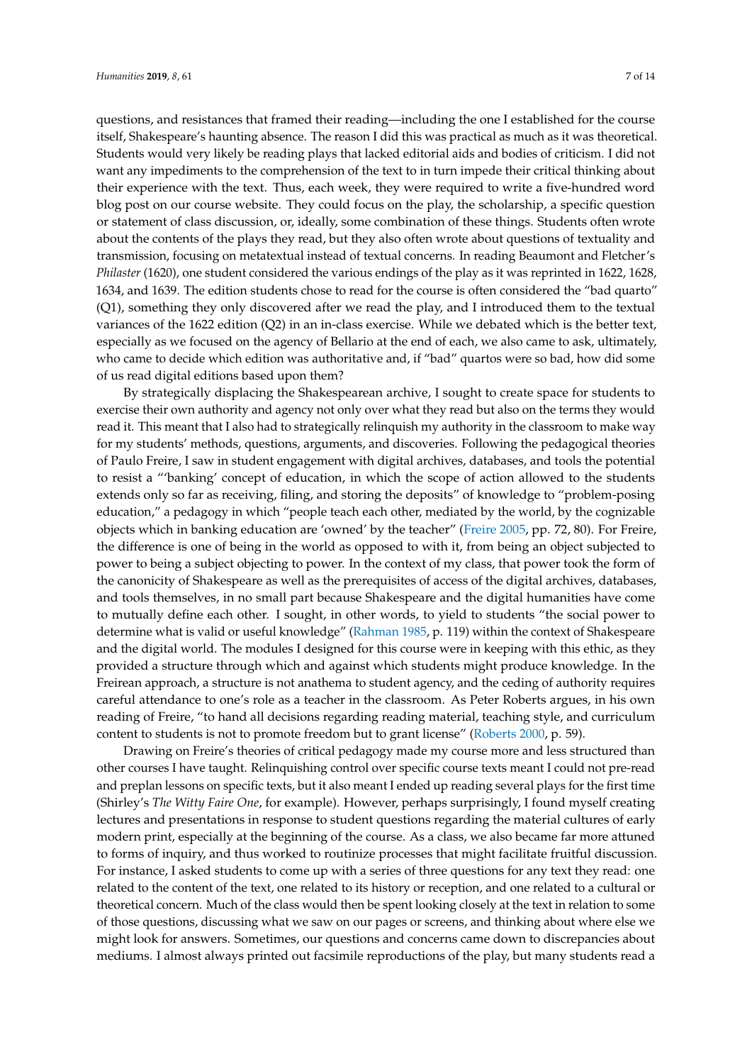questions, and resistances that framed their reading—including the one I established for the course itself, Shakespeare's haunting absence. The reason I did this was practical as much as it was theoretical. Students would very likely be reading plays that lacked editorial aids and bodies of criticism. I did not want any impediments to the comprehension of the text to in turn impede their critical thinking about their experience with the text. Thus, each week, they were required to write a five-hundred word blog post on our course website. They could focus on the play, the scholarship, a specific question or statement of class discussion, or, ideally, some combination of these things. Students often wrote about the contents of the plays they read, but they also often wrote about questions of textuality and transmission, focusing on metatextual instead of textual concerns. In reading Beaumont and Fletcher's *Philaster* (1620), one student considered the various endings of the play as it was reprinted in 1622, 1628, 1634, and 1639. The edition students chose to read for the course is often considered the "bad quarto" (Q1), something they only discovered after we read the play, and I introduced them to the textual variances of the 1622 edition (Q2) in an in-class exercise. While we debated which is the better text, especially as we focused on the agency of Bellario at the end of each, we also came to ask, ultimately, who came to decide which edition was authoritative and, if "bad" quartos were so bad, how did some of us read digital editions based upon them?

By strategically displacing the Shakespearean archive, I sought to create space for students to exercise their own authority and agency not only over what they read but also on the terms they would read it. This meant that I also had to strategically relinquish my authority in the classroom to make way for my students' methods, questions, arguments, and discoveries. Following the pedagogical theories of Paulo Freire, I saw in student engagement with digital archives, databases, and tools the potential to resist a "'banking' concept of education, in which the scope of action allowed to the students extends only so far as receiving, filing, and storing the deposits" of knowledge to "problem-posing education," a pedagogy in which "people teach each other, mediated by the world, by the cognizable objects which in banking education are 'owned' by the teacher" (Freire 2005, pp. 72, 80). For Freire, the difference is one of being in the world as opposed to with it, from being an object subjected to power to being a subject objecting to power. In the context of my class, that power took the form of the canonicity of Shakespeare as well as the prerequisites of access of the digital archives, databases, and tools themselves, in no small part because Shakespeare and the digital humanities have come to mutually define each other. I sought, in other words, to yield to students "the social power to determine what is valid or useful knowledge" (Rahman 1985, p. 119) within the context of Shakespeare and the digital world. The modules I designed for this course were in keeping with this ethic, as they provided a structure through which and against which students might produce knowledge. In the Freirean approach, a structure is not anathema to student agency, and the ceding of authority requires careful attendance to one's role as a teacher in the classroom. As Peter Roberts argues, in his own reading of Freire, "to hand all decisions regarding reading material, teaching style, and curriculum content to students is not to promote freedom but to grant license" (Roberts 2000, p. 59).

Drawing on Freire's theories of critical pedagogy made my course more and less structured than other courses I have taught. Relinquishing control over specific course texts meant I could not pre-read and preplan lessons on specific texts, but it also meant I ended up reading several plays for the first time (Shirley's *The Witty Faire One*, for example). However, perhaps surprisingly, I found myself creating lectures and presentations in response to student questions regarding the material cultures of early modern print, especially at the beginning of the course. As a class, we also became far more attuned to forms of inquiry, and thus worked to routinize processes that might facilitate fruitful discussion. For instance, I asked students to come up with a series of three questions for any text they read: one related to the content of the text, one related to its history or reception, and one related to a cultural or theoretical concern. Much of the class would then be spent looking closely at the text in relation to some of those questions, discussing what we saw on our pages or screens, and thinking about where else we might look for answers. Sometimes, our questions and concerns came down to discrepancies about mediums. I almost always printed out facsimile reproductions of the play, but many students read a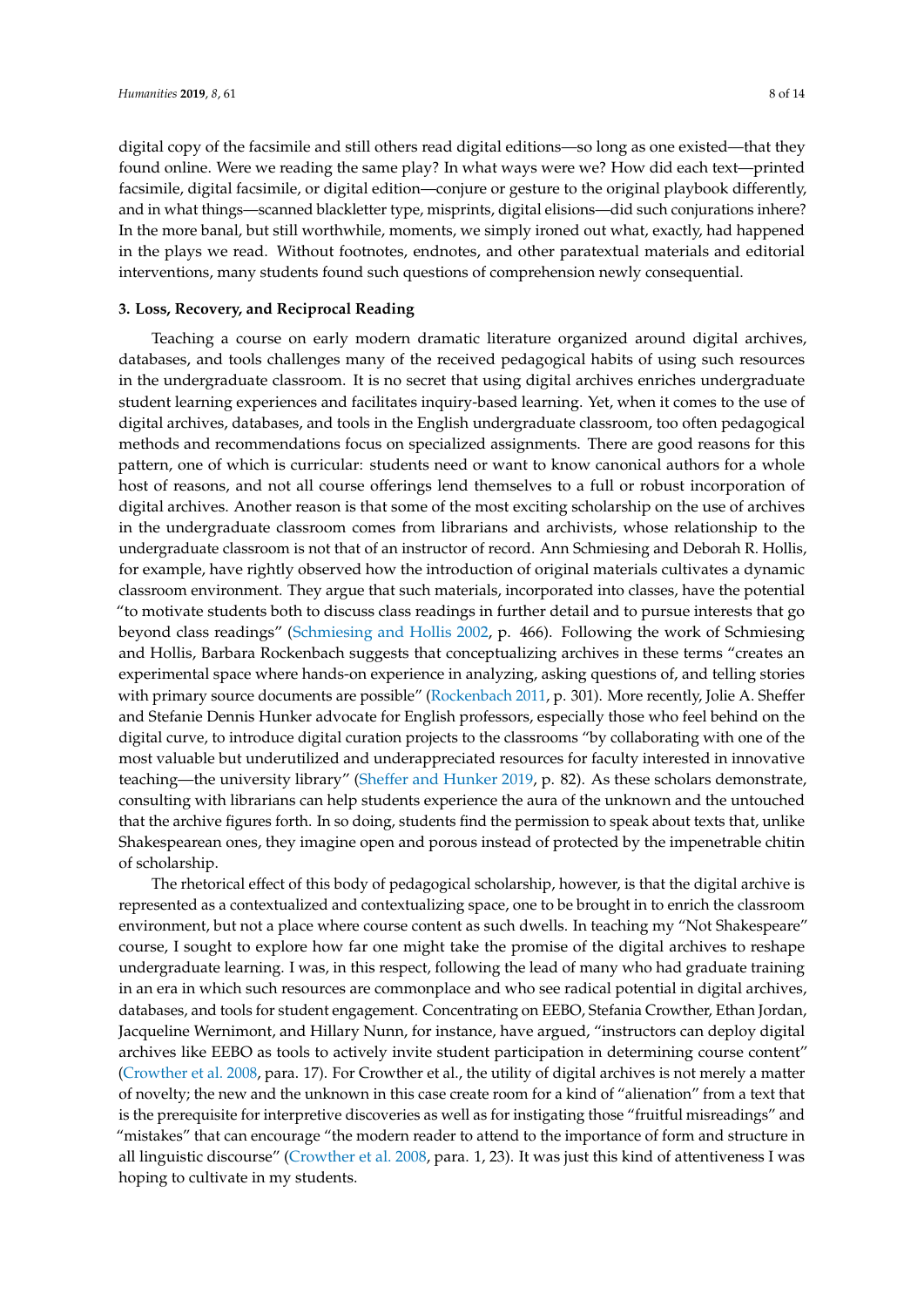digital copy of the facsimile and still others read digital editions—so long as one existed—that they found online. Were we reading the same play? In what ways were we? How did each text—printed facsimile, digital facsimile, or digital edition—conjure or gesture to the original playbook differently, and in what things—scanned blackletter type, misprints, digital elisions—did such conjurations inhere? In the more banal, but still worthwhile, moments, we simply ironed out what, exactly, had happened in the plays we read. Without footnotes, endnotes, and other paratextual materials and editorial interventions, many students found such questions of comprehension newly consequential.

### 3. Loss, Recovery, and Reciprocal Reading

Teaching a course on early modern dramatic literature organized around digital archives, databases, and tools challenges many of the received pedagogical habits of using such resources in the undergraduate classroom. It is no secret that using digital archives enriches undergraduate student learning experiences and facilitates inquiry-based learning. Yet, when it comes to the use of digital archives, databases, and tools in the English undergraduate classroom, too often pedagogical methods and recommendations focus on specialized assignments. There are good reasons for this pattern, one of which is curricular: students need or want to know canonical authors for a whole host of reasons, and not all course offerings lend themselves to a full or robust incorporation of digital archives. Another reason is that some of the most exciting scholarship on the use of archives in the undergraduate classroom comes from librarians and archivists, whose relationship to the undergraduate classroom is not that of an instructor of record. Ann Schmiesing and Deborah R. Hollis, for example, have rightly observed how the introduction of original materials cultivates a dynamic classroom environment. They argue that such materials, incorporated into classes, have the potential "to motivate students both to discuss class readings in further detail and to pursue interests that go beyond class readings" (Schmiesing and Hollis 2002, p. 466). Following the work of Schmiesing and Hollis, Barbara Rockenbach suggests that conceptualizing archives in these terms "creates an experimental space where hands-on experience in analyzing, asking questions of, and telling stories with primary source documents are possible" (Rockenbach 2011, p. 301). More recently, Jolie A. Sheffer and Stefanie Dennis Hunker advocate for English professors, especially those who feel behind on the digital curve, to introduce digital curation projects to the classrooms "by collaborating with one of the most valuable but underutilized and underappreciated resources for faculty interested in innovative teaching—the university library" (Sheffer and Hunker 2019, p. 82). As these scholars demonstrate, consulting with librarians can help students experience the aura of the unknown and the untouched that the archive figures forth. In so doing, students find the permission to speak about texts that, unlike Shakespearean ones, they imagine open and porous instead of protected by the impenetrable chitin of scholarship.

The rhetorical effect of this body of pedagogical scholarship, however, is that the digital archive is represented as a contextualized and contextualizing space, one to be brought in to enrich the classroom environment, but not a place where course content as such dwells. In teaching my "Not Shakespeare" course, I sought to explore how far one might take the promise of the digital archives to reshape undergraduate learning. I was, in this respect, following the lead of many who had graduate training in an era in which such resources are commonplace and who see radical potential in digital archives, databases, and tools for student engagement. Concentrating on EEBO, Stefania Crowther, Ethan Jordan, Jacqueline Wernimont, and Hillary Nunn, for instance, have argued, "instructors can deploy digital archives like EEBO as tools to actively invite student participation in determining course content" (Crowther et al. 2008, para. 17). For Crowther et al., the utility of digital archives is not merely a matter of novelty; the new and the unknown in this case create room for a kind of "alienation" from a text that is the prerequisite for interpretive discoveries as well as for instigating those "fruitful misreadings" and "mistakes" that can encourage "the modern reader to attend to the importance of form and structure in all linguistic discourse" (Crowther et al. 2008, para. 1, 23). It was just this kind of attentiveness I was hoping to cultivate in my students.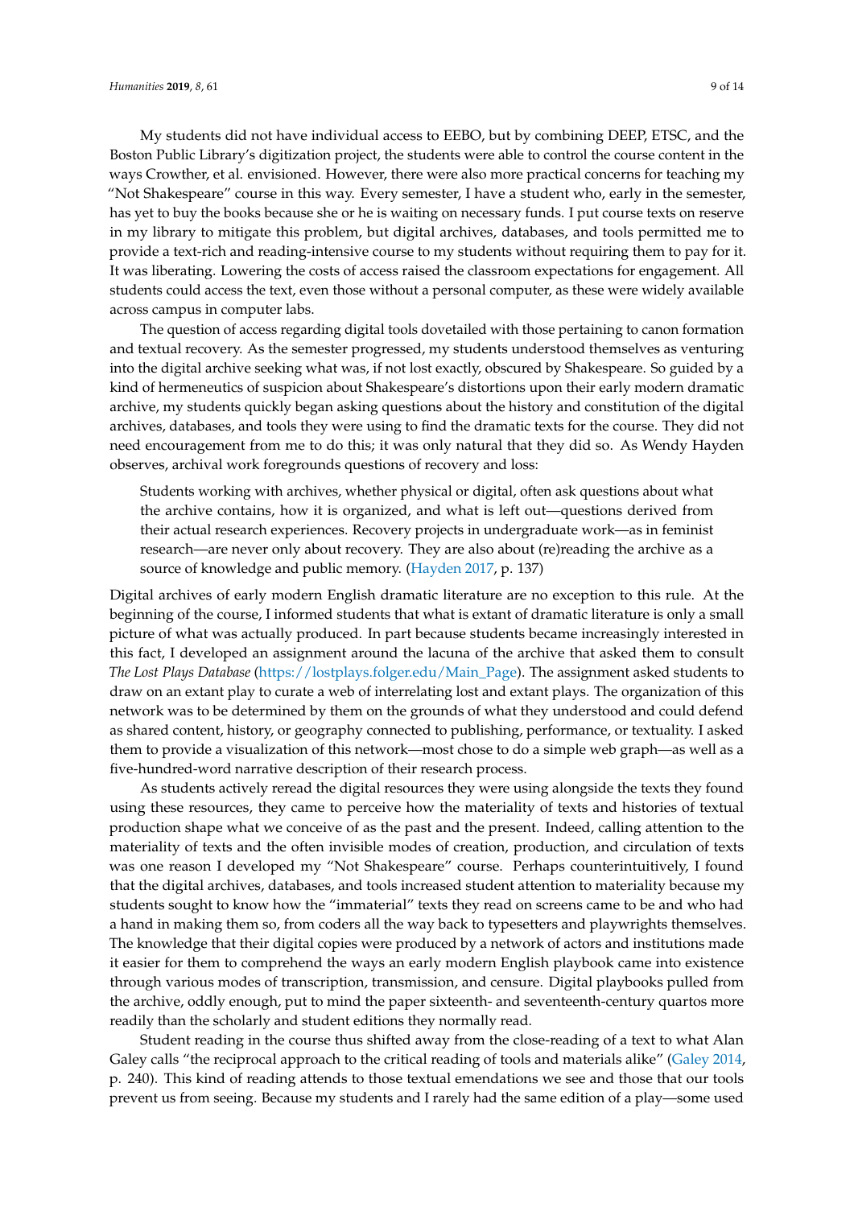My students did not have individual access to EEBO, but by combining DEEP, ETSC, and the Boston Public Library's digitization project, the students were able to control the course content in the ways Crowther, et al. envisioned. However, there were also more practical concerns for teaching my "Not Shakespeare" course in this way. Every semester, I have a student who, early in the semester, has yet to buy the books because she or he is waiting on necessary funds. I put course texts on reserve in my library to mitigate this problem, but digital archives, databases, and tools permitted me to provide a text-rich and reading-intensive course to my students without requiring them to pay for it. It was liberating. Lowering the costs of access raised the classroom expectations for engagement. All students could access the text, even those without a personal computer, as these were widely available across campus in computer labs.

The question of access regarding digital tools dovetailed with those pertaining to canon formation and textual recovery. As the semester progressed, my students understood themselves as venturing into the digital archive seeking what was, if not lost exactly, obscured by Shakespeare. So guided by a kind of hermeneutics of suspicion about Shakespeare's distortions upon their early modern dramatic archive, my students quickly began asking questions about the history and constitution of the digital archives, databases, and tools they were using to find the dramatic texts for the course. They did not need encouragement from me to do this; it was only natural that they did so. As Wendy Hayden observes, archival work foregrounds questions of recovery and loss:

> Students working with archives, whether physical or digital, often ask questions about what the archive contains, how it is organized, and what is left out—questions derived from their actual research experiences. Recovery projects in undergraduate work—as in feminist research—are never only about recovery. They are also about (re)reading the archive as a source of knowledge and public memory. (Hayden 2017, p. 137)

Digital archives of early modern English dramatic literature are no exception to this rule. At the beginning of the course, I informed students that what is extant of dramatic literature is only a small picture of what was actually produced. In part because students became increasingly interested in this fact, I developed an assignment around the lacuna of the archive that asked them to consult *The Lost Plays Database* (https://lostplays.folger.edu/Main_Page). The assignment asked students to draw on an extant play to curate a web of interrelating lost and extant plays. The organization of this network was to be determined by them on the grounds of what they understood and could defend as shared content, history, or geography connected to publishing, performance, or textuality. I asked them to provide a visualization of this network—most chose to do a simple web graph—as well as a five-hundred-word narrative description of their research process.

As students actively reread the digital resources they were using alongside the texts they found using these resources, they came to perceive how the materiality of texts and histories of textual production shape what we conceive of as the past and the present. Indeed, calling attention to the materiality of texts and the often invisible modes of creation, production, and circulation of texts was one reason I developed my "Not Shakespeare" course. Perhaps counterintuitively, I found that the digital archives, databases, and tools increased student attention to materiality because my students sought to know how the "immaterial" texts they read on screens came to be and who had a hand in making them so, from coders all the way back to typesetters and playwrights themselves. The knowledge that their digital copies were produced by a network of actors and institutions made it easier for them to comprehend the ways an early modern English playbook came into existence through various modes of transcription, transmission, and censure. Digital playbooks pulled from the archive, oddly enough, put to mind the paper sixteenth- and seventeenth-century quartos more readily than the scholarly and student editions they normally read.

Student reading in the course thus shifted away from the close-reading of a text to what Alan Galey calls "the reciprocal approach to the critical reading of tools and materials alike" (Galey 2014, p. 240). This kind of reading attends to those textual emendations we see and those that our tools prevent us from seeing. Because my students and I rarely had the same edition of a play—some used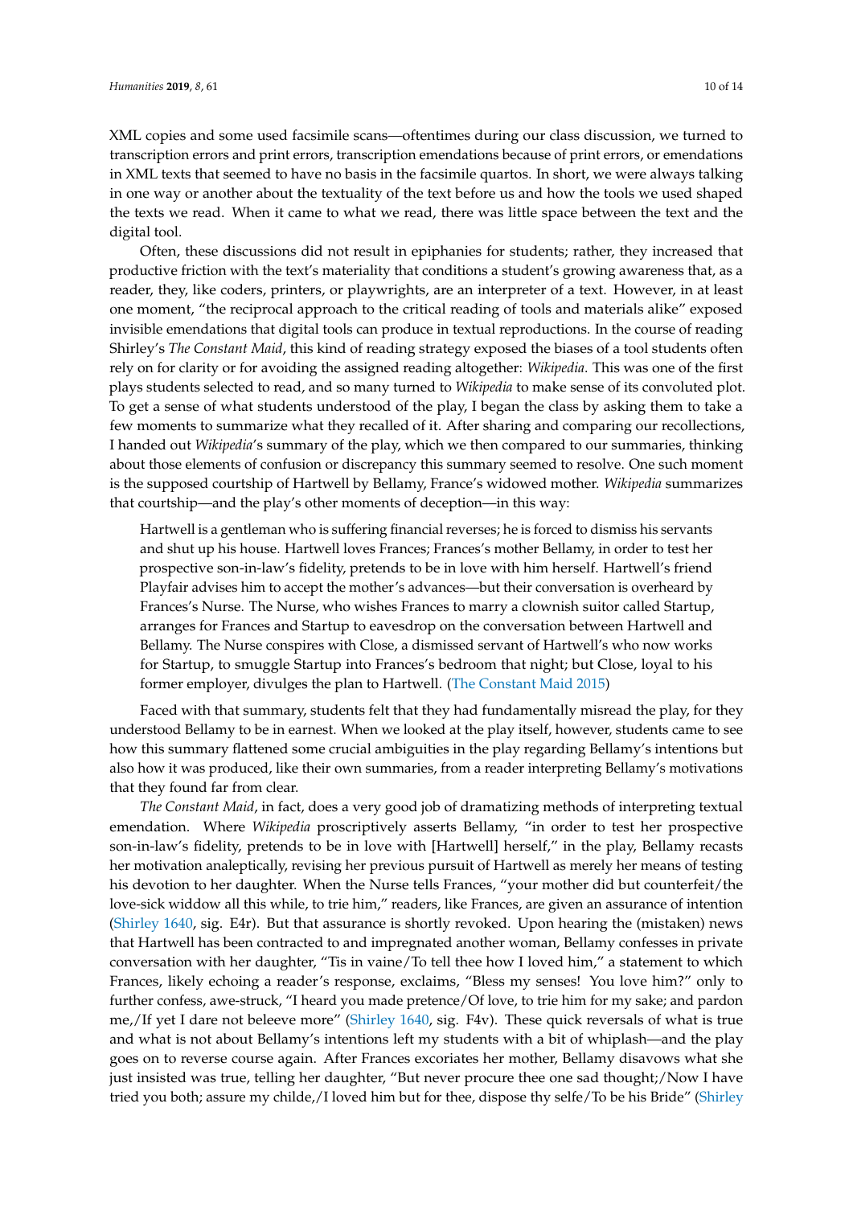XML copies and some used facsimile scans—oftentimes during our class discussion, we turned to transcription errors and print errors, transcription emendations because of print errors, or emendations in XML texts that seemed to have no basis in the facsimile quartos. In short, we were always talking in one way or another about the textuality of the text before us and how the tools we used shaped the texts we read. When it came to what we read, there was little space between the text and the digital tool.

Often, these discussions did not result in epiphanies for students; rather, they increased that productive friction with the text's materiality that conditions a student's growing awareness that, as a reader, they, like coders, printers, or playwrights, are an interpreter of a text. However, in at least one moment, "the reciprocal approach to the critical reading of tools and materials alike" exposed invisible emendations that digital tools can produce in textual reproductions. In the course of reading Shirley's *The Constant Maid*, this kind of reading strategy exposed the biases of a tool students often rely on for clarity or for avoiding the assigned reading altogether: *Wikipedia*. This was one of the first plays students selected to read, and so many turned to *Wikipedia* to make sense of its convoluted plot. To get a sense of what students understood of the play, I began the class by asking them to take a few moments to summarize what they recalled of it. After sharing and comparing our recollections, I handed out *Wikipedia*'s summary of the play, which we then compared to our summaries, thinking about those elements of confusion or discrepancy this summary seemed to resolve. One such moment is the supposed courtship of Hartwell by Bellamy, France's widowed mother. *Wikipedia* summarizes that courtship—and the play's other moments of deception—in this way:

> Hartwell is a gentleman who is suffering financial reverses; he is forced to dismiss his servants and shut up his house. Hartwell loves Frances; Frances's mother Bellamy, in order to test her prospective son-in-law's fidelity, pretends to be in love with him herself. Hartwell's friend Playfair advises him to accept the mother's advances—but their conversation is overheard by Frances's Nurse. The Nurse, who wishes Frances to marry a clownish suitor called Startup, arranges for Frances and Startup to eavesdrop on the conversation between Hartwell and Bellamy. The Nurse conspires with Close, a dismissed servant of Hartwell's who now works for Startup, to smuggle Startup into Frances's bedroom that night; but Close, loyal to his former employer, divulges the plan to Hartwell. (The Constant Maid 2015)

Faced with that summary, students felt that they had fundamentally misread the play, for they understood Bellamy to be in earnest. When we looked at the play itself, however, students came to see how this summary flattened some crucial ambiguities in the play regarding Bellamy's intentions but also how it was produced, like their own summaries, from a reader interpreting Bellamy's motivations that they found far from clear.

*The Constant Maid*, in fact, does a very good job of dramatizing methods of interpreting textual emendation. Where *Wikipedia* proscriptively asserts Bellamy, "in order to test her prospective son-in-law's fidelity, pretends to be in love with [Hartwell] herself," in the play, Bellamy recasts her motivation analeptically, revising her previous pursuit of Hartwell as merely her means of testing his devotion to her daughter. When the Nurse tells Frances, "your mother did but counterfeit/the love-sick widdow all this while, to trie him," readers, like Frances, are given an assurance of intention (Shirley 1640, sig. E4r). But that assurance is shortly revoked. Upon hearing the (mistaken) news that Hartwell has been contracted to and impregnated another woman, Bellamy confesses in private conversation with her daughter, "Tis in vaine/To tell thee how I loved him," a statement to which Frances, likely echoing a reader's response, exclaims, "Bless my senses! You love him?" only to further confess, awe-struck, "I heard you made pretence/Of love, to trie him for my sake; and pardon me,/If yet I dare not beleeve more" (Shirley 1640, sig. F4v). These quick reversals of what is true and what is not about Bellamy's intentions left my students with a bit of whiplash—and the play goes on to reverse course again. After Frances excoriates her mother, Bellamy disavows what she just insisted was true, telling her daughter, "But never procure thee one sad thought;/Now I have tried you both; assure my childe,/I loved him but for thee, dispose thy selfe/To be his Bride" (Shirley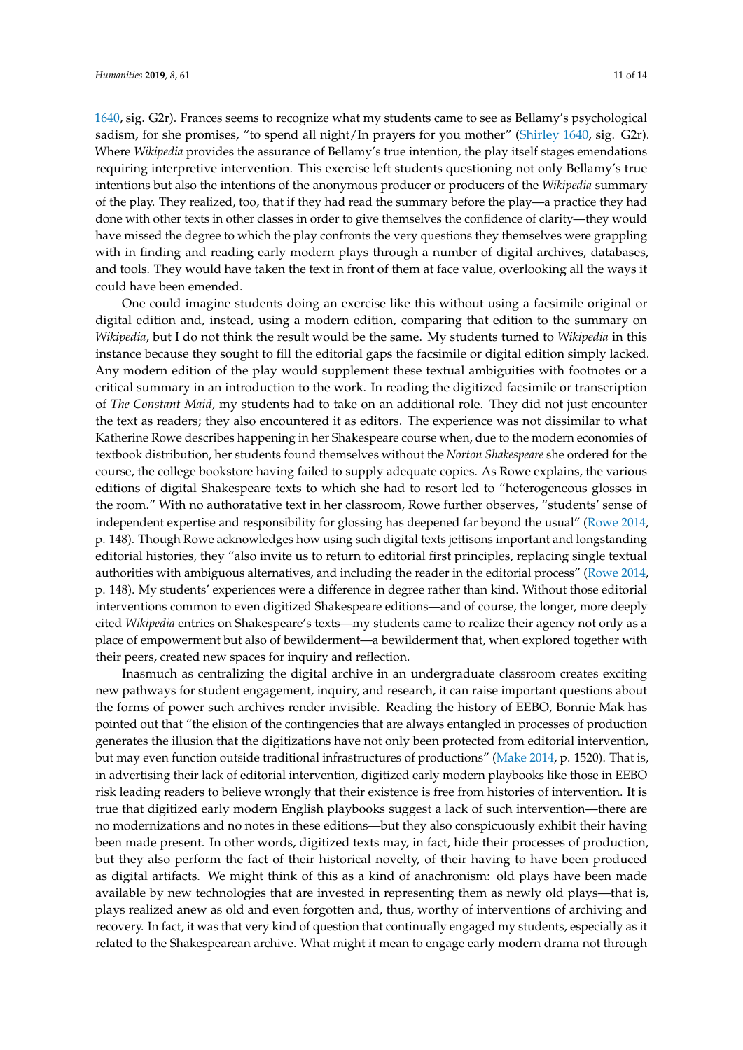1640, sig. G2r). Frances seems to recognize what my students came to see as Bellamy's psychological sadism, for she promises, "to spend all night/In prayers for you mother" (Shirley 1640, sig. G2r). Where *Wikipedia* provides the assurance of Bellamy's true intention, the play itself stages emendations requiring interpretive intervention. This exercise left students questioning not only Bellamy's true intentions but also the intentions of the anonymous producer or producers of the *Wikipedia* summary of the play. They realized, too, that if they had read the summary before the play—a practice they had done with other texts in other classes in order to give themselves the confidence of clarity—they would have missed the degree to which the play confronts the very questions they themselves were grappling with in finding and reading early modern plays through a number of digital archives, databases, and tools. They would have taken the text in front of them at face value, overlooking all the ways it could have been emended.

One could imagine students doing an exercise like this without using a facsimile original or digital edition and, instead, using a modern edition, comparing that edition to the summary on *Wikipedia*, but I do not think the result would be the same. My students turned to *Wikipedia* in this instance because they sought to fill the editorial gaps the facsimile or digital edition simply lacked. Any modern edition of the play would supplement these textual ambiguities with footnotes or a critical summary in an introduction to the work. In reading the digitized facsimile or transcription of *The Constant Maid*, my students had to take on an additional role. They did not just encounter the text as readers; they also encountered it as editors. The experience was not dissimilar to what Katherine Rowe describes happening in her Shakespeare course when, due to the modern economies of textbook distribution, her students found themselves without the *Norton Shakespeare* she ordered for the course, the college bookstore having failed to supply adequate copies. As Rowe explains, the various editions of digital Shakespeare texts to which she had to resort led to "heterogeneous glosses in the room." With no authoratative text in her classroom, Rowe further observes, "students' sense of independent expertise and responsibility for glossing has deepened far beyond the usual" (Rowe 2014, p. 148). Though Rowe acknowledges how using such digital texts jettisons important and longstanding editorial histories, they "also invite us to return to editorial first principles, replacing single textual authorities with ambiguous alternatives, and including the reader in the editorial process" (Rowe 2014, p. 148). My students' experiences were a difference in degree rather than kind. Without those editorial interventions common to even digitized Shakespeare editions—and of course, the longer, more deeply cited *Wikipedia* entries on Shakespeare's texts—my students came to realize their agency not only as a place of empowerment but also of bewilderment—a bewilderment that, when explored together with their peers, created new spaces for inquiry and reflection.

Inasmuch as centralizing the digital archive in an undergraduate classroom creates exciting new pathways for student engagement, inquiry, and research, it can raise important questions about the forms of power such archives render invisible. Reading the history of EEBO, Bonnie Mak has pointed out that "the elision of the contingencies that are always entangled in processes of production generates the illusion that the digitizations have not only been protected from editorial intervention, but may even function outside traditional infrastructures of productions" (Make 2014, p. 1520). That is, in advertising their lack of editorial intervention, digitized early modern playbooks like those in EEBO risk leading readers to believe wrongly that their existence is free from histories of intervention. It is true that digitized early modern English playbooks suggest a lack of such intervention—there are no modernizations and no notes in these editions—but they also conspicuously exhibit their having been made present. In other words, digitized texts may, in fact, hide their processes of production, but they also perform the fact of their historical novelty, of their having to have been produced as digital artifacts. We might think of this as a kind of anachronism: old plays have been made available by new technologies that are invested in representing them as newly old plays—that is, plays realized anew as old and even forgotten and, thus, worthy of interventions of archiving and recovery. In fact, it was that very kind of question that continually engaged my students, especially as it related to the Shakespearean archive. What might it mean to engage early modern drama not through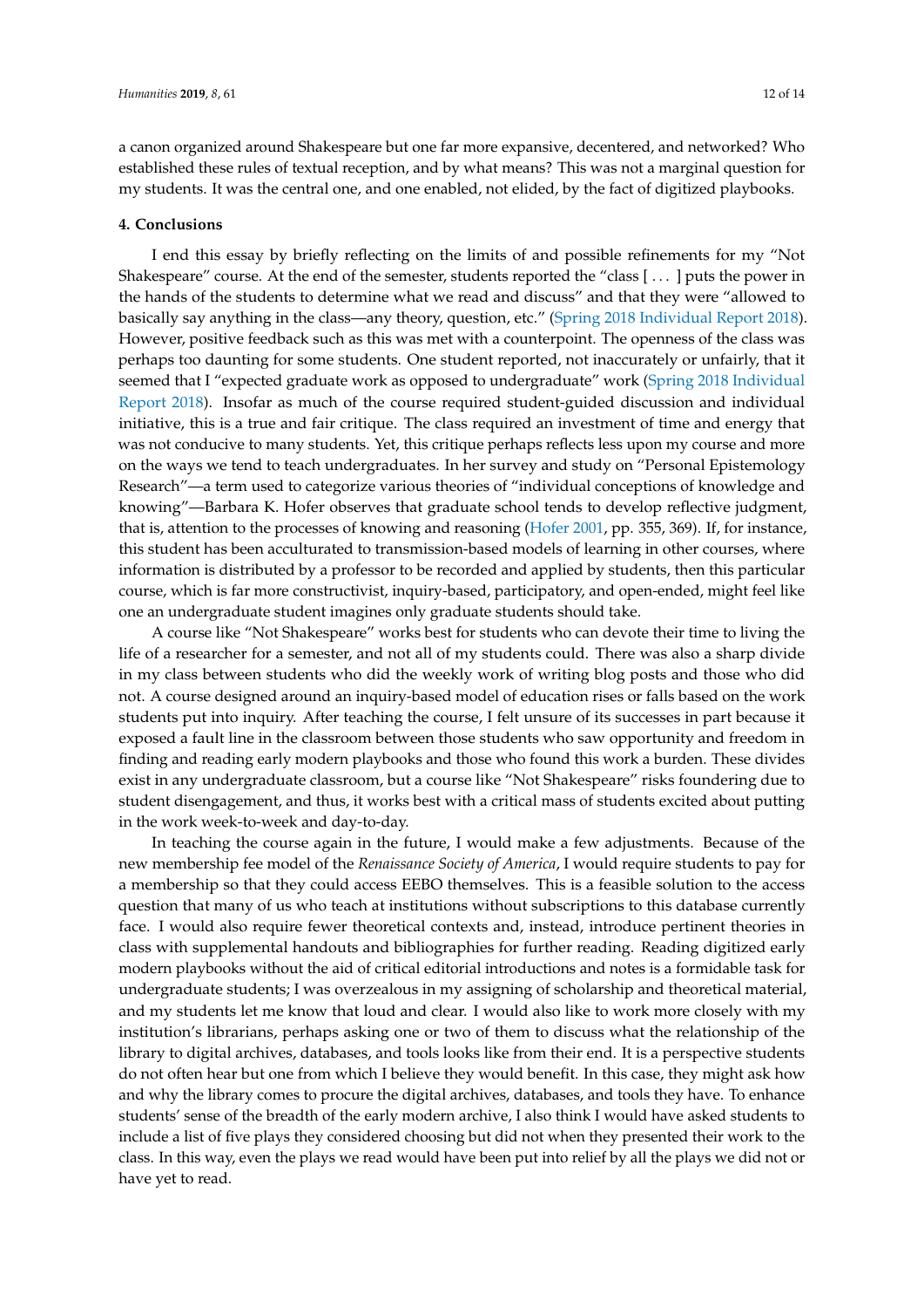a canon organized around Shakespeare but one far more expansive, decentered, and networked? Who established these rules of textual reception, and by what means? This was not a marginal question for my students. It was the central one, and one enabled, not elided, by the fact of digitized playbooks.

## 4. Conclusions

I end this essay by briefly reflecting on the limits of and possible refinements for my "Not Shakespeare" course. At the end of the semester, students reported the "class [ . . . ] puts the power in the hands of the students to determine what we read and discuss" and that they were "allowed to basically say anything in the class—any theory, question, etc." (Spring 2018 Individual Report 2018). However, positive feedback such as this was met with a counterpoint. The openness of the class was perhaps too daunting for some students. One student reported, not inaccurately or unfairly, that it seemed that I "expected graduate work as opposed to undergraduate" work (Spring 2018 Individual Report 2018). Insofar as much of the course required student-guided discussion and individual initiative, this is a true and fair critique. The class required an investment of time and energy that was not conducive to many students. Yet, this critique perhaps reflects less upon my course and more on the ways we tend to teach undergraduates. In her survey and study on "Personal Epistemology Research"—a term used to categorize various theories of "individual conceptions of knowledge and knowing"—Barbara K. Hofer observes that graduate school tends to develop reflective judgment, that is, attention to the processes of knowing and reasoning (Hofer 2001, pp. 355, 369). If, for instance, this student has been acculturated to transmission-based models of learning in other courses, where information is distributed by a professor to be recorded and applied by students, then this particular course, which is far more constructivist, inquiry-based, participatory, and open-ended, might feel like one an undergraduate student imagines only graduate students should take.

A course like "Not Shakespeare" works best for students who can devote their time to living the life of a researcher for a semester, and not all of my students could. There was also a sharp divide in my class between students who did the weekly work of writing blog posts and those who did not. A course designed around an inquiry-based model of education rises or falls based on the work students put into inquiry. After teaching the course, I felt unsure of its successes in part because it exposed a fault line in the classroom between those students who saw opportunity and freedom in finding and reading early modern playbooks and those who found this work a burden. These divides exist in any undergraduate classroom, but a course like "Not Shakespeare" risks foundering due to student disengagement, and thus, it works best with a critical mass of students excited about putting in the work week-to-week and day-to-day.

In teaching the course again in the future, I would make a few adjustments. Because of the new membership fee model of the *Renaissance Society of America*, I would require students to pay for a membership so that they could access EEBO themselves. This is a feasible solution to the access question that many of us who teach at institutions without subscriptions to this database currently face. I would also require fewer theoretical contexts and, instead, introduce pertinent theories in class with supplemental handouts and bibliographies for further reading. Reading digitized early modern playbooks without the aid of critical editorial introductions and notes is a formidable task for undergraduate students; I was overzealous in my assigning of scholarship and theoretical material, and my students let me know that loud and clear. I would also like to work more closely with my institution's librarians, perhaps asking one or two of them to discuss what the relationship of the library to digital archives, databases, and tools looks like from their end. It is a perspective students do not often hear but one from which I believe they would benefit. In this case, they might ask how and why the library comes to procure the digital archives, databases, and tools they have. To enhance students' sense of the breadth of the early modern archive, I also think I would have asked students to include a list of five plays they considered choosing but did not when they presented their work to the class. In this way, even the plays we read would have been put into relief by all the plays we did not or have yet to read.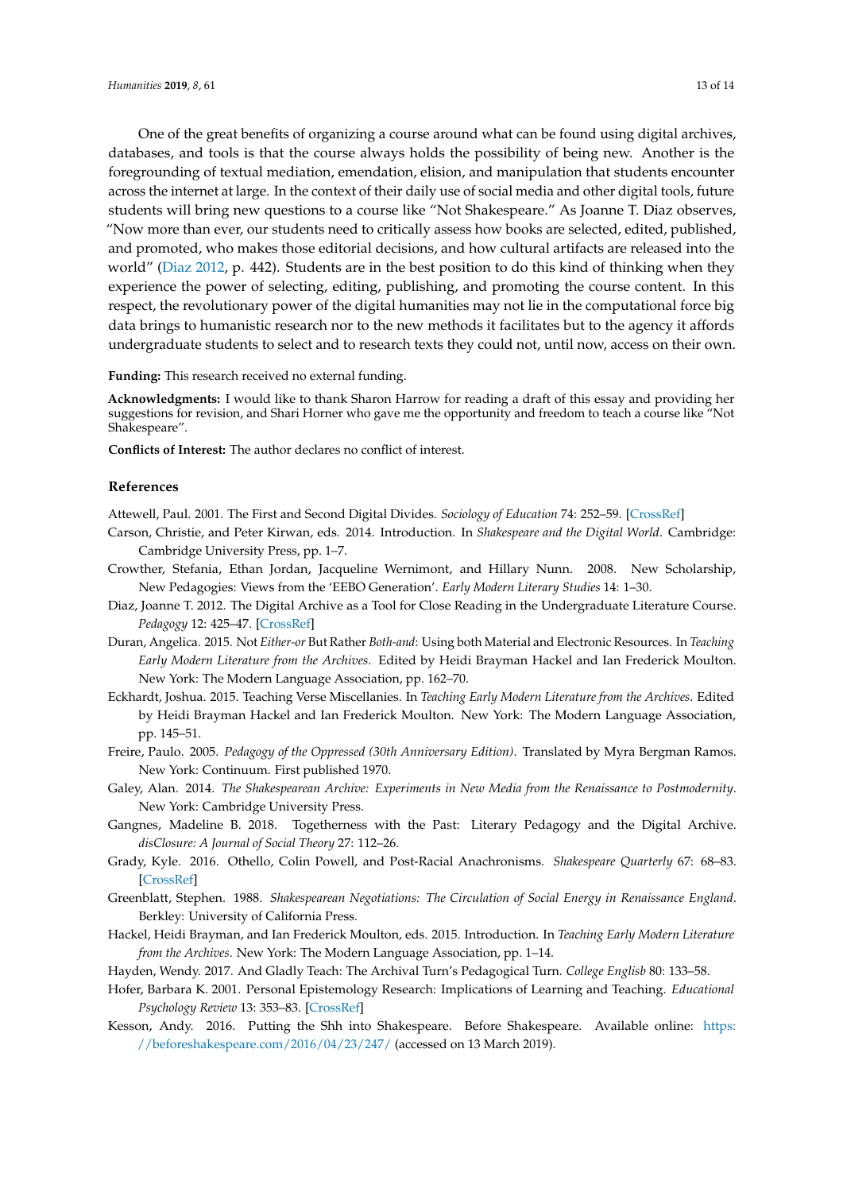One of the great benefits of organizing a course around what can be found using digital archives, databases, and tools is that the course always holds the possibility of being new. Another is the foregrounding of textual mediation, emendation, elision, and manipulation that students encounter across the internet at large. In the context of their daily use of social media and other digital tools, future students will bring new questions to a course like "Not Shakespeare." As Joanne T. Diaz observes, "Now more than ever, our students need to critically assess how books are selected, edited, published, and promoted, who makes those editorial decisions, and how cultural artifacts are released into the world" (Diaz 2012, p. 442). Students are in the best position to do this kind of thinking when they experience the power of selecting, editing, publishing, and promoting the course content. In this respect, the revolutionary power of the digital humanities may not lie in the computational force big data brings to humanistic research nor to the new methods it facilitates but to the agency it affords undergraduate students to select and to research texts they could not, until now, access on their own.

**Funding:** This research received no external funding.

**Acknowledgments:** I would like to thank Sharon Harrow for reading a draft of this essay and providing her suggestions for revision, and Shari Horner who gave me the opportunity and freedom to teach a course like "Not Shakespeare".

**Conflicts of Interest:** The author declares no conflict of interest.

## References

Attewell, Paul. 2001. The First and Second Digital Divides. *Sociology of Education* 74: 252–59. [CrossRef]

Carson, Christie, and Peter Kirwan, eds. 2014. Introduction. In *Shakespeare and the Digital World*. Cambridge: Cambridge University Press, pp. 1–7.

Crowther, Stefania, Ethan Jordan, Jacqueline Wernimont, and Hillary Nunn. 2008. New Scholarship, New Pedagogies: Views from the 'EEBO Generation'. *Early Modern Literary Studies* 14: 1–30.

Diaz, Joanne T. 2012. The Digital Archive as a Tool for Close Reading in the Undergraduate Literature Course. *Pedagogy* 12: 425–47. [CrossRef]

Duran, Angelica. 2015. Not *Either-or* But Rather *Both-and*: Using both Material and Electronic Resources. In *Teaching Early Modern Literature from the Archives*. Edited by Heidi Brayman Hackel and Ian Frederick Moulton. New York: The Modern Language Association, pp. 162–70.

Eckhardt, Joshua. 2015. Teaching Verse Miscellanies. In *Teaching Early Modern Literature from the Archives*. Edited by Heidi Brayman Hackel and Ian Frederick Moulton. New York: The Modern Language Association, pp. 145–51.

Freire, Paulo. 2005. *Pedagogy of the Oppressed (30th Anniversary Edition)*. Translated by Myra Bergman Ramos. New York: Continuum. First published 1970.

Galey, Alan. 2014. *The Shakespearean Archive: Experiments in New Media from the Renaissance to Postmodernity*. New York: Cambridge University Press.

Gangnes, Madeline B. 2018. Togetherness with the Past: Literary Pedagogy and the Digital Archive. *disClosure: A Journal of Social Theory* 27: 112–26.

Grady, Kyle. 2016. Othello, Colin Powell, and Post-Racial Anachronisms. *Shakespeare Quarterly* 67: 68–83. [CrossRef]

Greenblatt, Stephen. 1988. *Shakespearean Negotiations: The Circulation of Social Energy in Renaissance England*. Berkley: University of California Press.

Hackel, Heidi Brayman, and Ian Frederick Moulton, eds. 2015. Introduction. In *Teaching Early Modern Literature from the Archives*. New York: The Modern Language Association, pp. 1–14.

Hayden, Wendy. 2017. And Gladly Teach: The Archival Turn's Pedagogical Turn. *College English* 80: 133–58.

Hofer, Barbara K. 2001. Personal Epistemology Research: Implications of Learning and Teaching. *Educational Psychology Review* 13: 353–83. [CrossRef]

Kesson, Andy. 2016. Putting the Shh into Shakespeare. Before Shakespeare. Available online: https://beforeshakespeare.com/2016/04/23/247/ (accessed on 13 March 2019).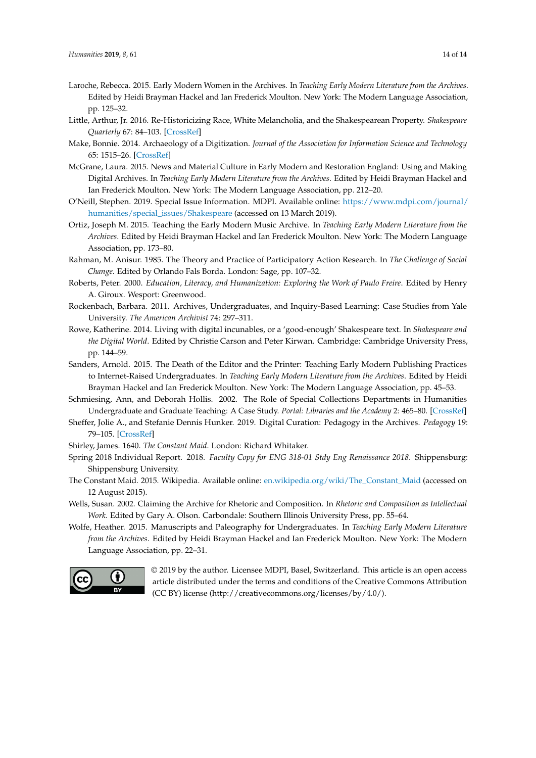Laroche, Rebecca. 2015. Early Modern Women in the Archives. In *Teaching Early Modern Literature from the Archives*. Edited by Heidi Brayman Hackel and Ian Frederick Moulton. New York: The Modern Language Association, pp. 125–32.

Little, Arthur, Jr. 2016. Re-Historicizing Race, White Melancholia, and the Shakespearean Property. *Shakespeare Quarterly* 67: 84–103. [CrossRef]

Make, Bonnie. 2014. Archaeology of a Digitization. *Journal of the Association for Information Science and Technology* 65: 1515–26. [CrossRef]

McGrane, Laura. 2015. News and Material Culture in Early Modern and Restoration England: Using and Making Digital Archives. In *Teaching Early Modern Literature from the Archives*. Edited by Heidi Brayman Hackel and Ian Frederick Moulton. New York: The Modern Language Association, pp. 212–20.

O'Neill, Stephen. 2019. Special Issue Information. MDPI. Available online: https://www.mdpi.com/journal/humanities/special_issues/Shakespeare (accessed on 13 March 2019).

Ortiz, Joseph M. 2015. Teaching the Early Modern Music Archive. In *Teaching Early Modern Literature from the Archives*. Edited by Heidi Brayman Hackel and Ian Frederick Moulton. New York: The Modern Language Association, pp. 173–80.

Rahman, M. Anisur. 1985. The Theory and Practice of Participatory Action Research. In *The Challenge of Social Change*. Edited by Orlando Fals Borda. London: Sage, pp. 107–32.

Roberts, Peter. 2000. *Education, Literacy, and Humanization: Exploring the Work of Paulo Freire*. Edited by Henry A. Giroux. Wesport: Greenwood.

Rockenbach, Barbara. 2011. Archives, Undergraduates, and Inquiry-Based Learning: Case Studies from Yale University. *The American Archivist* 74: 297–311.

Rowe, Katherine. 2014. Living with digital incunables, or a 'good-enough' Shakespeare text. In *Shakespeare and the Digital World*. Edited by Christie Carson and Peter Kirwan. Cambridge: Cambridge University Press, pp. 144–59.

Sanders, Arnold. 2015. The Death of the Editor and the Printer: Teaching Early Modern Publishing Practices to Internet-Raised Undergraduates. In *Teaching Early Modern Literature from the Archives*. Edited by Heidi Brayman Hackel and Ian Frederick Moulton. New York: The Modern Language Association, pp. 45–53.

Schmiesing, Ann, and Deborah Hollis. 2002. The Role of Special Collections Departments in Humanities Undergraduate and Graduate Teaching: A Case Study. *Portal: Libraries and the Academy* 2: 465–80. [CrossRef]

Sheffer, Jolie A., and Stefanie Dennis Hunker. 2019. Digital Curation: Pedagogy in the Archives. *Pedagogy* 19: 79–105. [CrossRef]

Shirley, James. 1640. *The Constant Maid*. London: Richard Whitaker.

Spring 2018 Individual Report. 2018. *Faculty Copy for ENG 318-01 Stdy Eng Renaissance 2018*. Shippensburg: Shippensburg University.

The Constant Maid. 2015. Wikipedia. Available online: en.wikipedia.org/wiki/The_Constant_Maid (accessed on 12 August 2015).

Wells, Susan. 2002. Claiming the Archive for Rhetoric and Composition. In *Rhetoric and Composition as Intellectual Work*. Edited by Gary A. Olson. Carbondale: Southern Illinois University Press, pp. 55–64.

Wolfe, Heather. 2015. Manuscripts and Paleography for Undergraduates. In *Teaching Early Modern Literature from the Archives*. Edited by Heidi Brayman Hackel and Ian Frederick Moulton. New York: The Modern Language Association, pp. 22–31.

© 2019 by the author. Licensee MDPI, Basel, Switzerland. This article is an open access article distributed under the terms and conditions of the Creative Commons Attribution (CC BY) license (http://creativecommons.org/licenses/by/4.0/).